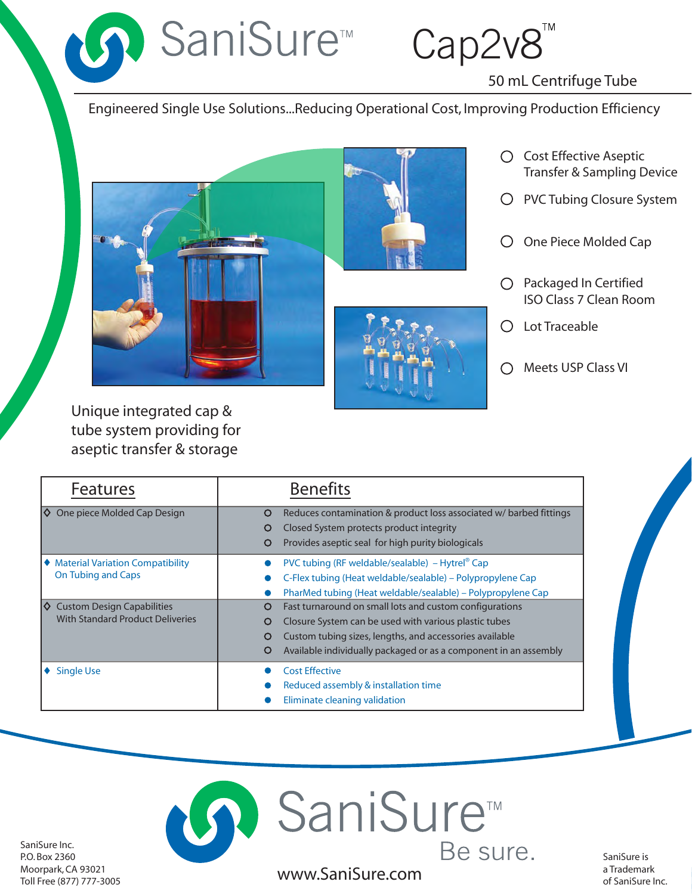# SaniSure™ Cap2v8™

## 50 mL Centrifuge Tube

Engineered Single Use Solutions...Reducing Operational Cost, Improving Production Efficiency

- Cost Effective Aseptic Transfer & Sampling Device
- PVC Tubing Closure System
- One Piece Molded Cap
- Packaged In Certified ISO Class 7 Clean Room
- Lot Traceable
- Meets USP Class VI

Unique integrated cap & tube system providing for aseptic transfer & storage

| Features | Benefits |
|---|---|
| ◇ One piece Molded Cap Design | ○ Reduces contamination & product loss associated w/ barbed fittings<br>○ Closed System protects product integrity<br>○ Provides aseptic seal for high purity biologicals |
| ♦ Material Variation Compatibility On Tubing and Caps | ● PVC tubing (RF weldable/sealable) – Hytrel® Cap<br>● C-Flex tubing (Heat weldable/sealable) – Polypropylene Cap<br>● PharMed tubing (Heat weldable/sealable) – Polypropylene Cap |
| ◇ Custom Design Capabilities With Standard Product Deliveries | ○ Fast turnaround on small lots and custom configurations<br>○ Closure System can be used with various plastic tubes<br>○ Custom tubing sizes, lengths, and accessories available<br>○ Available individually packaged or as a component in an assembly |
| ♦ Single Use | ● Cost Effective<br>● Reduced assembly & installation time<br>● Eliminate cleaning validation |

SaniSure Inc.
P.O. Box 2360
Moorpark, CA 93021
Toll Free (877) 777-3005

SaniSure™ Be sure.

www.SaniSure.com

SaniSure is a Trademark of SaniSure Inc.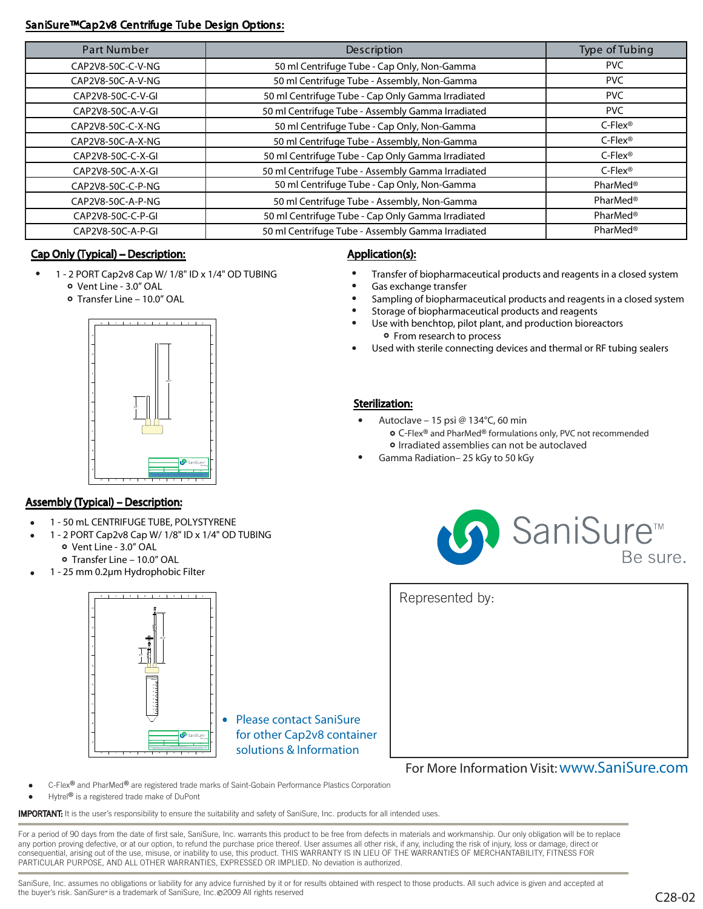## SaniSure™Cap2v8 Centrifuge Tube Design Options:

| Part Number | Description | Type of Tubing |
|---|---|---|
| CAP2V8-50C-C-V-NG | 50 ml Centrifuge Tube - Cap Only, Non-Gamma | PVC |
| CAP2V8-50C-A-V-NG | 50 ml Centrifuge Tube - Assembly, Non-Gamma | PVC |
| CAP2V8-50C-C-V-GI | 50 ml Centrifuge Tube - Cap Only Gamma Irradiated | PVC |
| CAP2V8-50C-A-V-GI | 50 ml Centrifuge Tube - Assembly Gamma Irradiated | PVC |
| CAP2V8-50C-C-X-NG | 50 ml Centrifuge Tube - Cap Only, Non-Gamma | C-Flex® |
| CAP2V8-50C-A-X-NG | 50 ml Centrifuge Tube - Assembly, Non-Gamma | C-Flex® |
| CAP2V8-50C-C-X-GI | 50 ml Centrifuge Tube - Cap Only Gamma Irradiated | C-Flex® |
| CAP2V8-50C-A-X-GI | 50 ml Centrifuge Tube - Assembly Gamma Irradiated | C-Flex® |
| CAP2V8-50C-C-P-NG | 50 ml Centrifuge Tube - Cap Only, Non-Gamma | PharMed® |
| CAP2V8-50C-A-P-NG | 50 ml Centrifuge Tube - Assembly, Non-Gamma | PharMed® |
| CAP2V8-50C-C-P-GI | 50 ml Centrifuge Tube - Cap Only Gamma Irradiated | PharMed® |
| CAP2V8-50C-A-P-GI | 50 ml Centrifuge Tube - Assembly Gamma Irradiated | PharMed® |

## Cap Only (Typical) – Description:

- 1 - 2 PORT Cap2v8 Cap W/ 1/8" ID x 1/4" OD TUBING
  - Vent Line - 3.0" OAL
  - Transfer Line – 10.0" OAL

## Application(s):

- Transfer of biopharmaceutical products and reagents in a closed system
- Gas exchange transfer
- Sampling of biopharmaceutical products and reagents in a closed system
- Storage of biopharmaceutical products and reagents
- Use with benchtop, pilot plant, and production bioreactors
  - From research to process
- Used with sterile connecting devices and thermal or RF tubing sealers

## Sterilization:

- Autoclave – 15 psi @ 134°C, 60 min
  - C-Flex® and PharMed® formulations only, PVC not recommended
  - Irradiated assemblies can not be autoclaved
- Gamma Radiation– 25 kGy to 50 kGy

## Assembly (Typical) – Description:

- 1 - 50 mL CENTRIFUGE TUBE, POLYSTYRENE
- 1 - 2 PORT Cap2v8 Cap W/ 1/8" ID x 1/4" OD TUBING
  - Vent Line - 3.0" OAL
  - Transfer Line – 10.0" OAL
- 1 - 25 mm 0.2μm Hydrophobic Filter

- Please contact SaniSure for other Cap2v8 container solutions & Information

SaniSure™ Be sure.

Represented by:

For More Information Visit: www.SaniSure.com

- C-Flex® and PharMed® are registered trade marks of Saint-Gobain Performance Plastics Corporation
- Hytrel® is a registered trade make of DuPont

**IMPORTANT:** It is the user's responsibility to ensure the suitability and safety of SaniSure, Inc. products for all intended uses.

For a period of 90 days from the date of first sale, SaniSure, Inc. warrants this product to be free from defects in materials and workmanship. Our only obligation will be to replace any portion proving defective, or at our option, to refund the purchase price thereof. User assumes all other risk, if any, including the risk of injury, loss or damage, direct or consequential, arising out of the use, misuse, or inability to use, this product. THIS WARRANTY IS IN LIEU OF THE WARRANTIES OF MERCHANTABILITY, FITNESS FOR PARTICULAR PURPOSE, AND ALL OTHER WARRANTIES, EXPRESSED OR IMPLIED. No deviation is authorized.

SaniSure, Inc. assumes no obligations or liability for any advice furnished by it or for results obtained with respect to those products. All such advice is given and accepted at the buyer's risk. SaniSure™ is a trademark of SaniSure, Inc.©2009 All rights reserved

C28-02